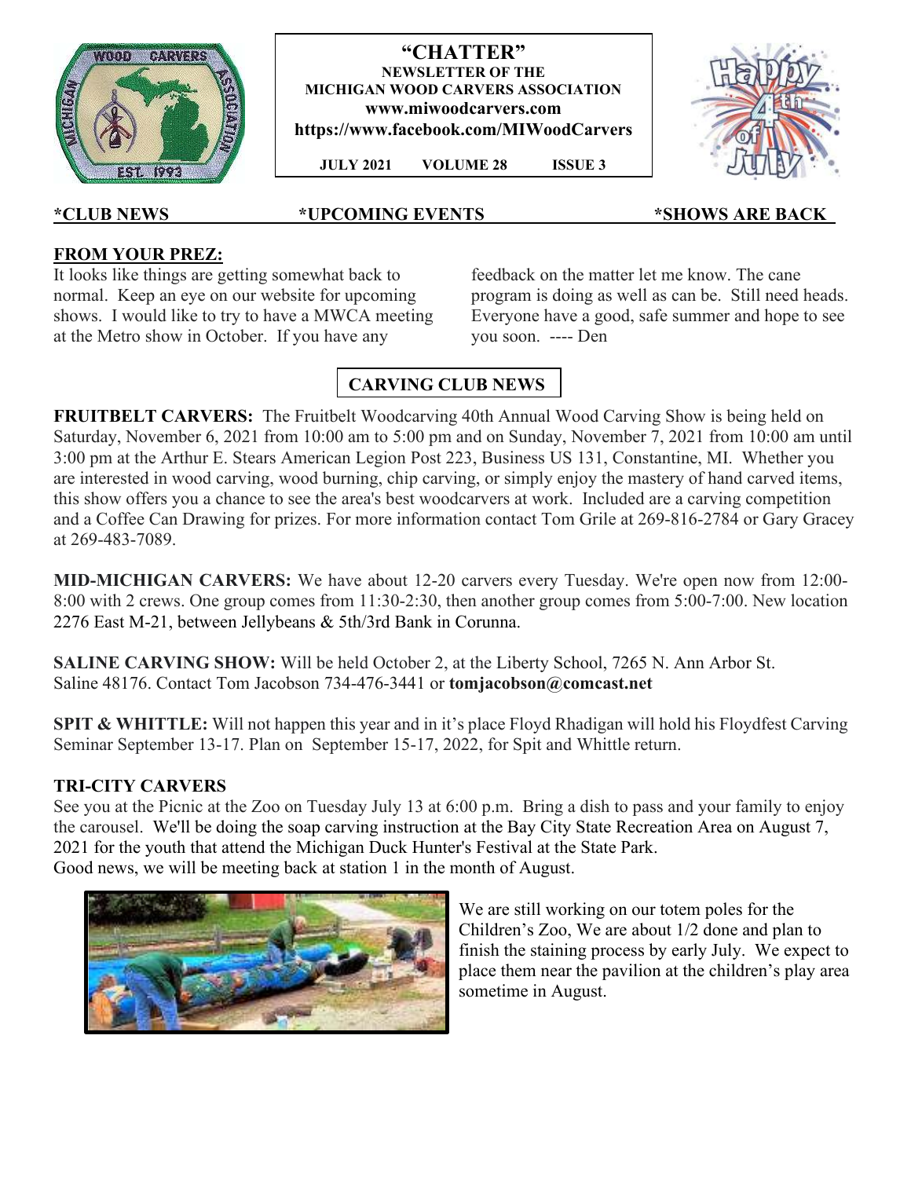# "CHATTER"

**NEWSLETTER OF THE MICHIGAN WOOD CARVERS ASSOCIATION**

**www.miwoodcarvers.com**

**https://www.facebook.com/MIWoodCarvers**

**JULY 2021 VOLUME 28 ISSUE 3**

**\*CLUB NEWS \*UPCOMING EVENTS \*SHOWS ARE BACK**

## FROM YOUR PREZ:

It looks like things are getting somewhat back to normal. Keep an eye on our website for upcoming shows. I would like to try to have a MWCA meeting at the Metro show in October. If you have any feedback on the matter let me know. The cane program is doing as well as can be. Still need heads. Everyone have a good, safe summer and hope to see you soon. ---- Den

## CARVING CLUB NEWS

**FRUITBELT CARVERS:** The Fruitbelt Woodcarving 40th Annual Wood Carving Show is being held on Saturday, November 6, 2021 from 10:00 am to 5:00 pm and on Sunday, November 7, 2021 from 10:00 am until 3:00 pm at the Arthur E. Stears American Legion Post 223, Business US 131, Constantine, MI. Whether you are interested in wood carving, wood burning, chip carving, or simply enjoy the mastery of hand carved items, this show offers you a chance to see the area's best woodcarvers at work. Included are a carving competition and a Coffee Can Drawing for prizes. For more information contact Tom Grile at 269-816-2784 or Gary Gracey at 269-483-7089.

**MID-MICHIGAN CARVERS:** We have about 12-20 carvers every Tuesday. We're open now from 12:00-8:00 with 2 crews. One group comes from 11:30-2:30, then another group comes from 5:00-7:00. New location 2276 East M-21, between Jellybeans & 5th/3rd Bank in Corunna.

**SALINE CARVING SHOW:** Will be held October 2, at the Liberty School, 7265 N. Ann Arbor St. Saline 48176. Contact Tom Jacobson 734-476-3441 or **tomjacobson@comcast.net**

**SPIT & WHITTLE:** Will not happen this year and in it's place Floyd Rhadigan will hold his Floydfest Carving Seminar September 13-17. Plan on September 15-17, 2022, for Spit and Whittle return.

**TRI-CITY CARVERS**

See you at the Picnic at the Zoo on Tuesday July 13 at 6:00 p.m. Bring a dish to pass and your family to enjoy the carousel. We'll be doing the soap carving instruction at the Bay City State Recreation Area on August 7, 2021 for the youth that attend the Michigan Duck Hunter's Festival at the State Park.

Good news, we will be meeting back at station 1 in the month of August.

We are still working on our totem poles for the Children's Zoo, We are about 1/2 done and plan to finish the staining process by early July. We expect to place them near the pavilion at the children's play area sometime in August.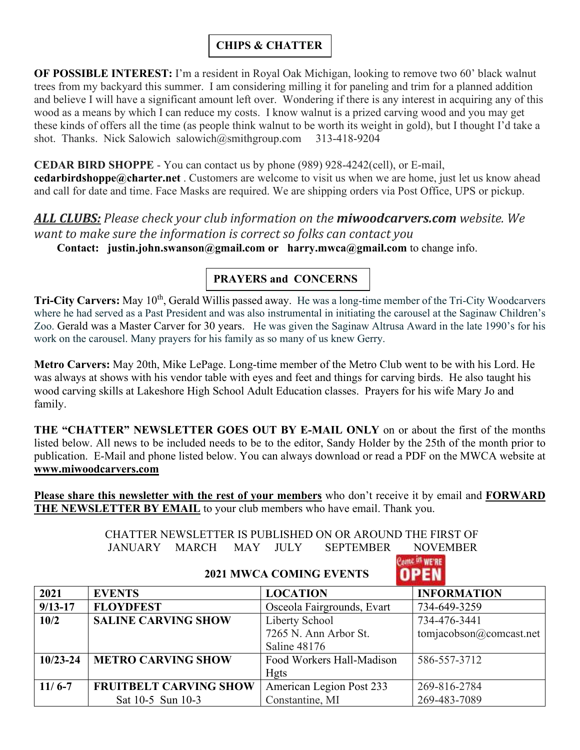## CHIPS & CHATTER

**OF POSSIBLE INTEREST:** I'm a resident in Royal Oak Michigan, looking to remove two 60' black walnut trees from my backyard this summer. I am considering milling it for paneling and trim for a planned addition and believe I will have a significant amount left over. Wondering if there is any interest in acquiring any of this wood as a means by which I can reduce my costs. I know walnut is a prized carving wood and you may get these kinds of offers all the time (as people think walnut to be worth its weight in gold), but I thought I'd take a shot. Thanks. Nick Salowich salowich@smithgroup.com 313-418-9204

**CEDAR BIRD SHOPPE** - You can contact us by phone (989) 928-4242(cell), or E-mail, **cedarbirdshoppe@charter.net** . Customers are welcome to visit us when we are home, just let us know ahead and call for date and time. Face Masks are required. We are shipping orders via Post Office, UPS or pickup.

***ALL CLUBS:*** *Please check your club information on the **miwoodcarvers.com** website. We want to make sure the information is correct so folks can contact you*

**Contact: justin.john.swanson@gmail.com or harry.mwca@gmail.com** to change info.

## PRAYERS and CONCERNS

**Tri-City Carvers:** May 10th, Gerald Willis passed away. He was a long-time member of the Tri-City Woodcarvers where he had served as a Past President and was also instrumental in initiating the carousel at the Saginaw Children's Zoo. Gerald was a Master Carver for 30 years. He was given the Saginaw Altrusa Award in the late 1990's for his work on the carousel. Many prayers for his family as so many of us knew Gerry.

**Metro Carvers:** May 20th, Mike LePage. Long-time member of the Metro Club went to be with his Lord. He was always at shows with his vendor table with eyes and feet and things for carving birds. He also taught his wood carving skills at Lakeshore High School Adult Education classes. Prayers for his wife Mary Jo and family.

**THE "CHATTER" NEWSLETTER GOES OUT BY E-MAIL ONLY** on or about the first of the months listed below. All news to be included needs to be to the editor, Sandy Holder by the 25th of the month prior to publication. E-Mail and phone listed below. You can always download or read a PDF on the MWCA website at **www.miwoodcarvers.com**

**Please share this newsletter with the rest of your members** who don't receive it by email and **FORWARD THE NEWSLETTER BY EMAIL** to your club members who have email. Thank you.

CHATTER NEWSLETTER IS PUBLISHED ON OR AROUND THE FIRST OF
JANUARY MARCH MAY JULY SEPTEMBER NOVEMBER

### 2021 MWCA COMING EVENTS

| 2021 | EVENTS | LOCATION | INFORMATION |
|---|---|---|---|
| 9/13-17 | FLOYDFEST | Osceola Fairgrounds, Evart | 734-649-3259 |
| 10/2 | SALINE CARVING SHOW | Liberty School 7265 N. Ann Arbor St. Saline 48176 | 734-476-3441 tomjacobson@comcast.net |
| 10/23-24 | METRO CARVING SHOW | Food Workers Hall-Madison Hgts | 586-557-3712 |
| 11/ 6-7 | FRUITBELT CARVING SHOW Sat 10-5 Sun 10-3 | American Legion Post 233 Constantine, MI | 269-816-2784 269-483-7089 |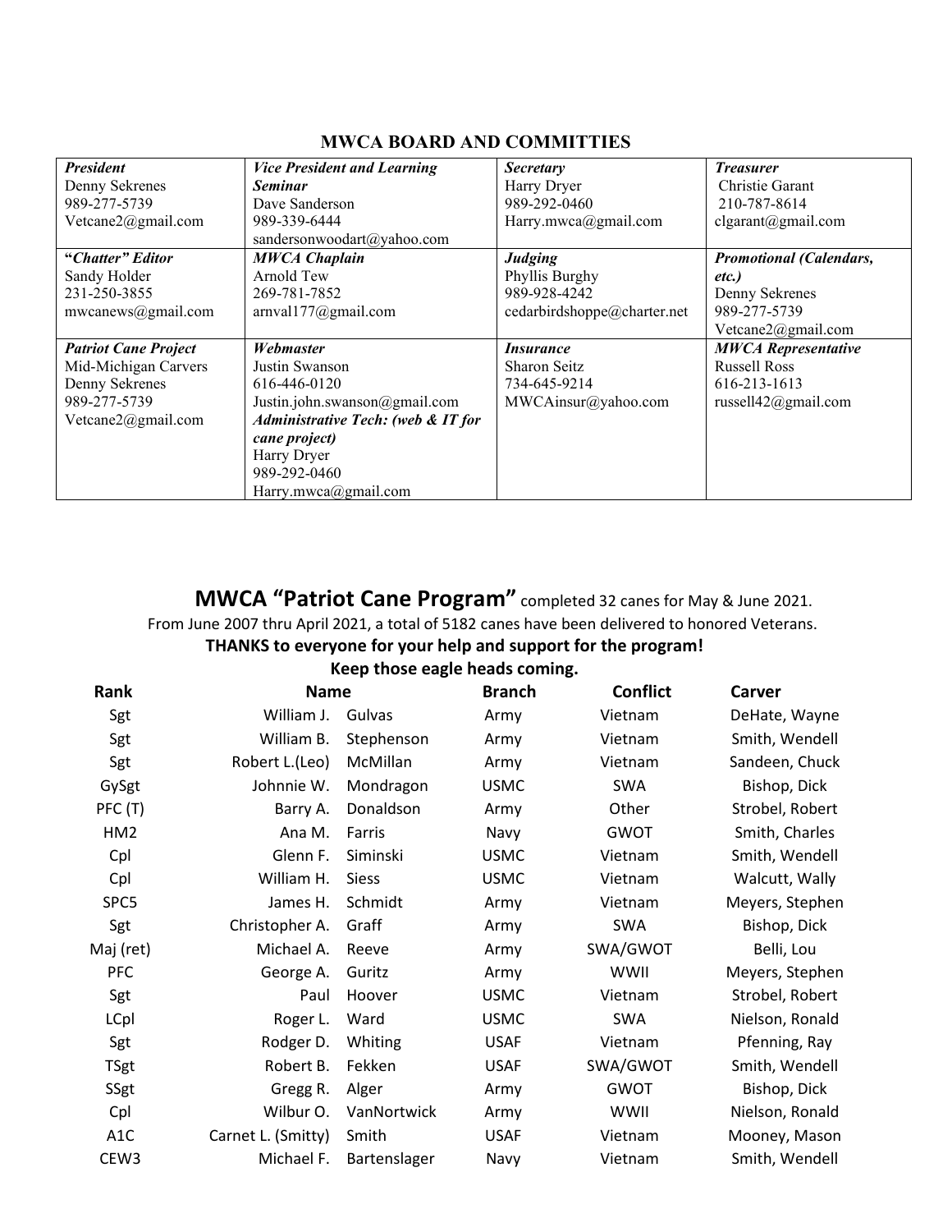## MWCA BOARD AND COMMITTIES

| ***President***<br>Denny Sekrenes<br>989-277-5739<br>Vetcane2@gmail.com | ***Vice President and Learning Seminar***<br>Dave Sanderson<br>989-339-6444<br>sandersonwoodart@yahoo.com | ***Secretary***<br>Harry Dryer<br>989-292-0460<br>Harry.mwca@gmail.com | ***Treasurer***<br>Christie Garant<br>210-787-8614<br>clgarant@gmail.com |
|---|---|---|---|
| **"*Chatter*" *Editor***<br>Sandy Holder<br>231-250-3855<br>mwcanews@gmail.com | ***MWCA Chaplain***<br>Arnold Tew<br>269-781-7852<br>arnval177@gmail.com | ***Judging***<br>Phyllis Burghy<br>989-928-4242<br>cedarbirdshoppe@charter.net | ***Promotional (Calendars, etc.)***<br>Denny Sekrenes<br>989-277-5739<br>Vetcane2@gmail.com |
| ***Patriot Cane Project***<br>Mid-Michigan Carvers<br>Denny Sekrenes<br>989-277-5739<br>Vetcane2@gmail.com | ***Webmaster***<br>Justin Swanson<br>616-446-0120<br>Justin.john.swanson@gmail.com<br>***Administrative Tech: (web & IT for cane project)***<br>Harry Dryer<br>989-292-0460<br>Harry.mwca@gmail.com | ***Insurance***<br>Sharon Seitz<br>734-645-9214<br>MWCAinsur@yahoo.com | ***MWCA Representative***<br>Russell Ross<br>616-213-1613<br>russell42@gmail.com |

**MWCA "Patriot Cane Program"** completed 32 canes for May & June 2021.

From June 2007 thru April 2021, a total of 5182 canes have been delivered to honored Veterans.

**THANKS to everyone for your help and support for the program!**

**Keep those eagle heads coming.**

| Rank | Name | | Branch | Conflict | Carver |
|---|---|---|---|---|---|
| Sgt | William J. | Gulvas | Army | Vietnam | DeHate, Wayne |
| Sgt | William B. | Stephenson | Army | Vietnam | Smith, Wendell |
| Sgt | Robert L.(Leo) | McMillan | Army | Vietnam | Sandeen, Chuck |
| GySgt | Johnnie W. | Mondragon | USMC | SWA | Bishop, Dick |
| PFC (T) | Barry A. | Donaldson | Army | Other | Strobel, Robert |
| HM2 | Ana M. | Farris | Navy | GWOT | Smith, Charles |
| Cpl | Glenn F. | Siminski | USMC | Vietnam | Smith, Wendell |
| Cpl | William H. | Siess | USMC | Vietnam | Walcutt, Wally |
| SPC5 | James H. | Schmidt | Army | Vietnam | Meyers, Stephen |
| Sgt | Christopher A. | Graff | Army | SWA | Bishop, Dick |
| Maj (ret) | Michael A. | Reeve | Army | SWA/GWOT | Belli, Lou |
| PFC | George A. | Guritz | Army | WWII | Meyers, Stephen |
| Sgt | Paul | Hoover | USMC | Vietnam | Strobel, Robert |
| LCpl | Roger L. | Ward | USMC | SWA | Nielson, Ronald |
| Sgt | Rodger D. | Whiting | USAF | Vietnam | Pfenning, Ray |
| TSgt | Robert B. | Fekken | USAF | SWA/GWOT | Smith, Wendell |
| SSgt | Gregg R. | Alger | Army | GWOT | Bishop, Dick |
| Cpl | Wilbur O. | VanNortwick | Army | WWII | Nielson, Ronald |
| A1C | Carnet L. (Smitty) | Smith | USAF | Vietnam | Mooney, Mason |
| CEW3 | Michael F. | Bartenslager | Navy | Vietnam | Smith, Wendell |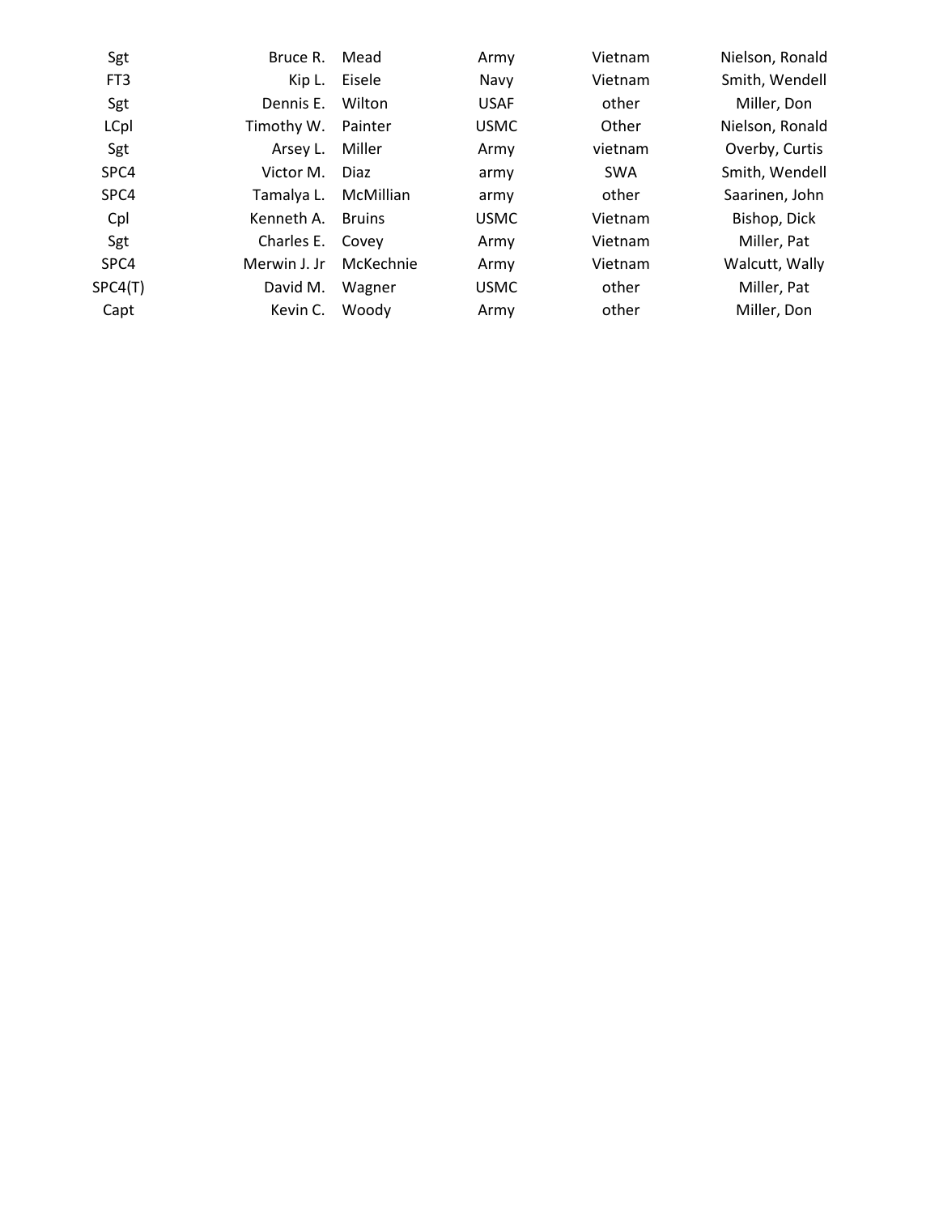| | | | | | |
|---|---|---|---|---|---|
| Sgt | Bruce R. | Mead | Army | Vietnam | Nielson, Ronald |
| FT3 | Kip L. | Eisele | Navy | Vietnam | Smith, Wendell |
| Sgt | Dennis E. | Wilton | USAF | other | Miller, Don |
| LCpl | Timothy W. | Painter | USMC | Other | Nielson, Ronald |
| Sgt | Arsey L. | Miller | Army | vietnam | Overby, Curtis |
| SPC4 | Victor M. | Diaz | army | SWA | Smith, Wendell |
| SPC4 | Tamalya L. | McMillian | army | other | Saarinen, John |
| Cpl | Kenneth A. | Bruins | USMC | Vietnam | Bishop, Dick |
| Sgt | Charles E. | Covey | Army | Vietnam | Miller, Pat |
| SPC4 | Merwin J. Jr | McKechnie | Army | Vietnam | Walcutt, Wally |
| SPC4(T) | David M. | Wagner | USMC | other | Miller, Pat |
| Capt | Kevin C. | Woody | Army | other | Miller, Don |